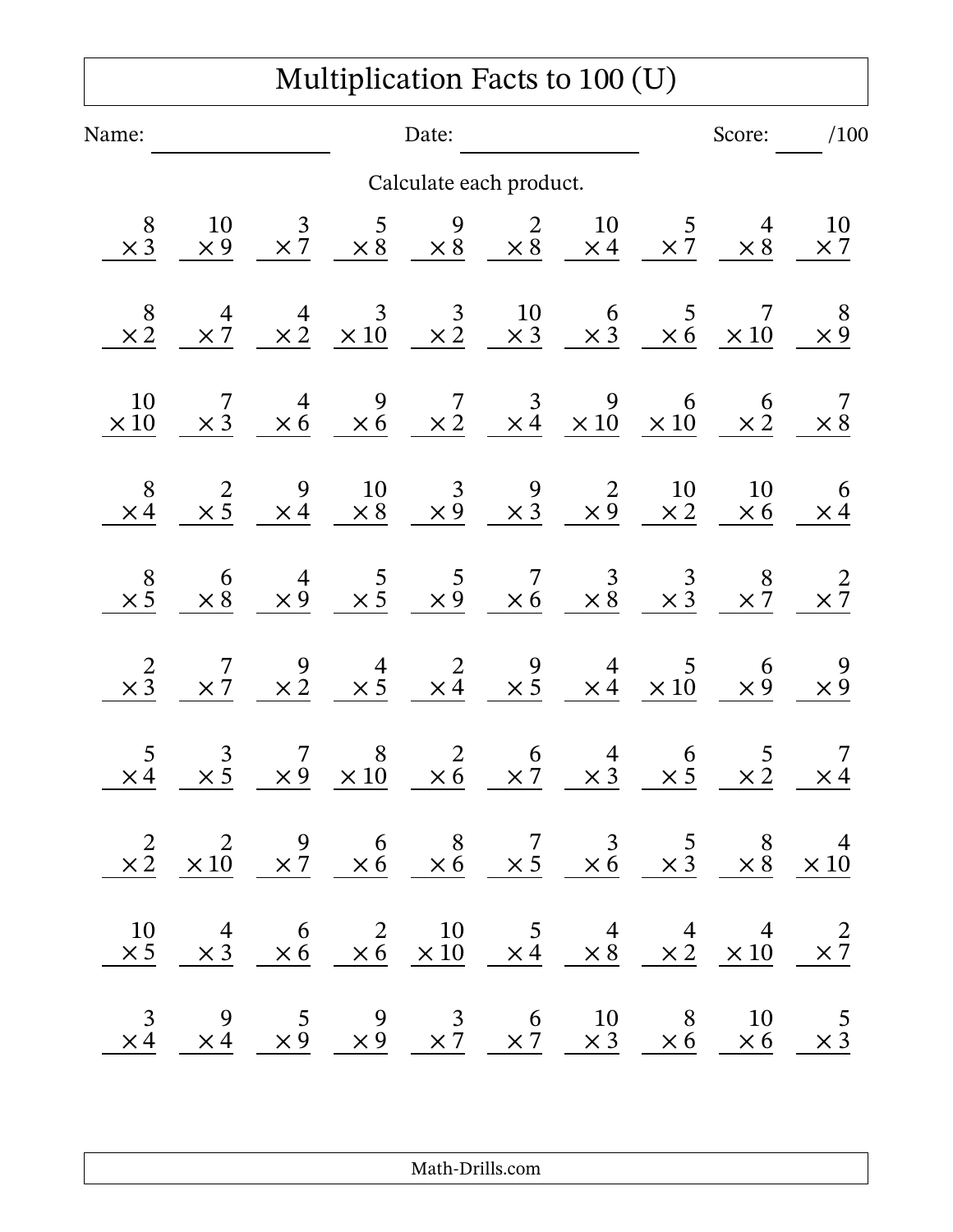# Multiplication Facts to 100 (U)

Name: ________________ Date: ________________ Score: ____ /100

Calculate each product.

| | | | | | | | | | |
|---|---|---|---|---|---|---|---|---|---|
| $8 \times 3$ | $10 \times 9$ | $3 \times 7$ | $5 \times 8$ | $9 \times 8$ | $2 \times 8$ | $10 \times 4$ | $5 \times 7$ | $4 \times 8$ | $10 \times 7$ |
| $8 \times 2$ | $4 \times 7$ | $4 \times 2$ | $3 \times 10$ | $3 \times 2$ | $10 \times 3$ | $6 \times 3$ | $5 \times 6$ | $7 \times 10$ | $8 \times 9$ |
| $10 \times 10$ | $7 \times 3$ | $4 \times 6$ | $9 \times 6$ | $7 \times 2$ | $3 \times 4$ | $9 \times 10$ | $6 \times 10$ | $6 \times 2$ | $7 \times 8$ |
| $8 \times 4$ | $2 \times 5$ | $9 \times 4$ | $10 \times 8$ | $3 \times 9$ | $9 \times 3$ | $2 \times 9$ | $10 \times 2$ | $10 \times 6$ | $6 \times 4$ |
| $8 \times 5$ | $6 \times 8$ | $4 \times 9$ | $5 \times 5$ | $5 \times 9$ | $7 \times 6$ | $3 \times 8$ | $3 \times 3$ | $8 \times 7$ | $2 \times 7$ |
| $2 \times 3$ | $7 \times 7$ | $9 \times 2$ | $4 \times 5$ | $2 \times 4$ | $9 \times 5$ | $4 \times 4$ | $5 \times 10$ | $6 \times 9$ | $9 \times 9$ |
| $5 \times 4$ | $3 \times 5$ | $7 \times 9$ | $8 \times 10$ | $2 \times 6$ | $6 \times 7$ | $4 \times 3$ | $6 \times 5$ | $5 \times 2$ | $7 \times 4$ |
| $2 \times 2$ | $2 \times 10$ | $9 \times 7$ | $6 \times 6$ | $8 \times 6$ | $7 \times 5$ | $3 \times 6$ | $5 \times 3$ | $8 \times 8$ | $4 \times 10$ |
| $10 \times 5$ | $4 \times 3$ | $6 \times 6$ | $2 \times 6$ | $10 \times 10$ | $5 \times 4$ | $4 \times 8$ | $4 \times 2$ | $4 \times 10$ | $2 \times 7$ |
| $3 \times 4$ | $9 \times 4$ | $5 \times 9$ | $9 \times 9$ | $3 \times 7$ | $6 \times 7$ | $10 \times 3$ | $8 \times 6$ | $10 \times 6$ | $5 \times 3$ |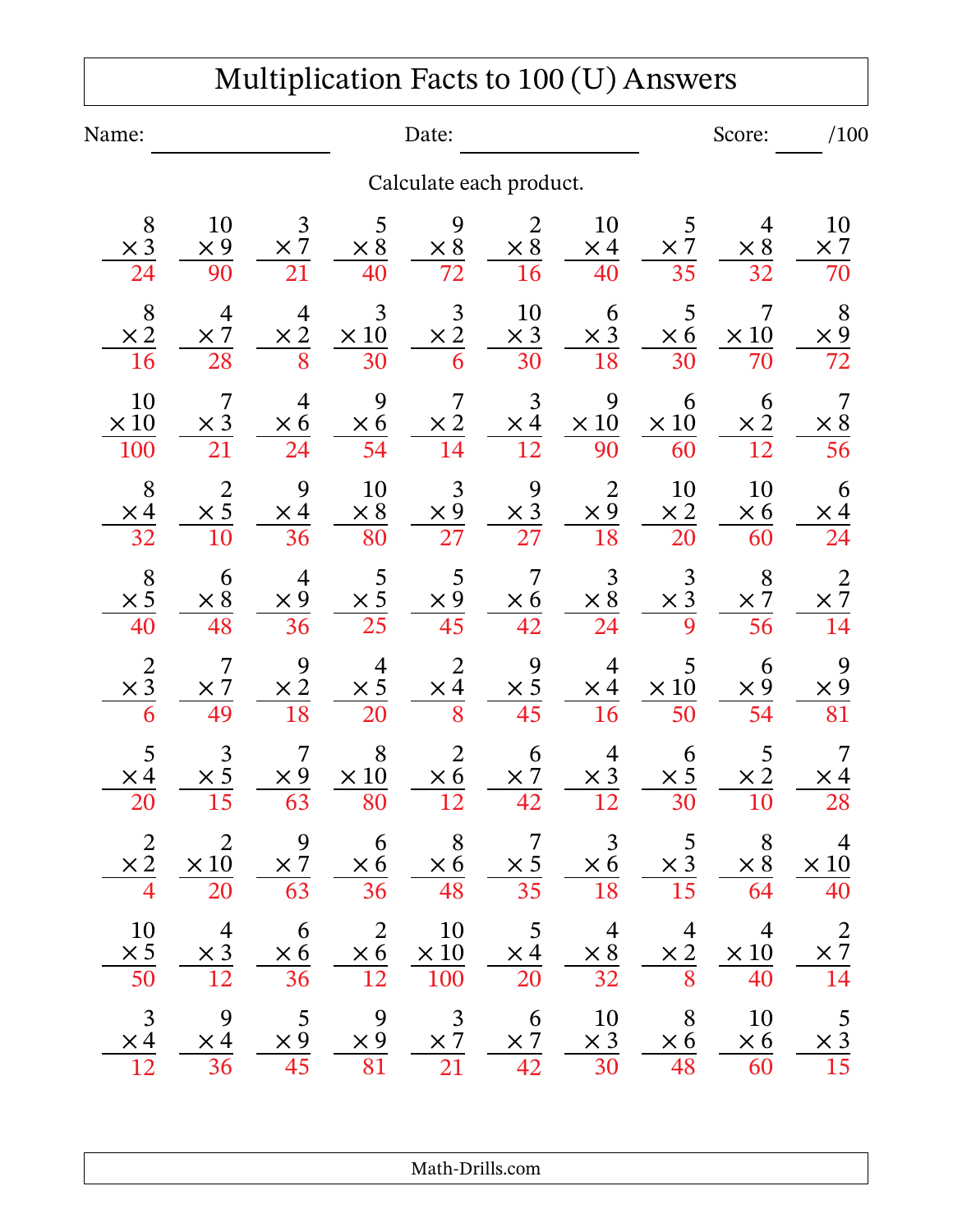# Multiplication Facts to 100 (U) Answers

Name: \_\_\_\_\_\_\_\_\_\_\_\_ Date: \_\_\_\_\_\_\_\_\_\_\_\_ Score: \_\_\_\_ /100

Calculate each product.

| | | | | | | | | | |
|---|---|---|---|---|---|---|---|---|---|
| $8 \times 3 = 24$ | $10 \times 9 = 90$ | $3 \times 7 = 21$ | $5 \times 8 = 40$ | $9 \times 8 = 72$ | $2 \times 8 = 16$ | $10 \times 4 = 40$ | $5 \times 7 = 35$ | $4 \times 8 = 32$ | $10 \times 7 = 70$ |
| $8 \times 2 = 16$ | $4 \times 7 = 28$ | $4 \times 2 = 8$ | $3 \times 10 = 30$ | $3 \times 2 = 6$ | $10 \times 3 = 30$ | $6 \times 3 = 18$ | $5 \times 6 = 30$ | $7 \times 10 = 70$ | $8 \times 9 = 72$ |
| $10 \times 10 = 100$ | $7 \times 3 = 21$ | $4 \times 6 = 24$ | $9 \times 6 = 54$ | $7 \times 2 = 14$ | $3 \times 4 = 12$ | $9 \times 10 = 90$ | $6 \times 10 = 60$ | $6 \times 2 = 12$ | $7 \times 8 = 56$ |
| $8 \times 4 = 32$ | $2 \times 5 = 10$ | $9 \times 4 = 36$ | $10 \times 8 = 80$ | $3 \times 9 = 27$ | $9 \times 3 = 27$ | $2 \times 9 = 18$ | $10 \times 2 = 20$ | $10 \times 6 = 60$ | $6 \times 4 = 24$ |
| $8 \times 5 = 40$ | $6 \times 8 = 48$ | $4 \times 9 = 36$ | $5 \times 5 = 25$ | $5 \times 9 = 45$ | $7 \times 6 = 42$ | $3 \times 8 = 24$ | $3 \times 3 = 9$ | $8 \times 7 = 56$ | $2 \times 7 = 14$ |
| $2 \times 3 = 6$ | $7 \times 7 = 49$ | $9 \times 2 = 18$ | $4 \times 5 = 20$ | $2 \times 4 = 8$ | $9 \times 5 = 45$ | $4 \times 4 = 16$ | $5 \times 10 = 50$ | $6 \times 9 = 54$ | $9 \times 9 = 81$ |
| $5 \times 4 = 20$ | $3 \times 5 = 15$ | $7 \times 9 = 63$ | $8 \times 10 = 80$ | $2 \times 6 = 12$ | $6 \times 7 = 42$ | $4 \times 3 = 12$ | $6 \times 5 = 30$ | $5 \times 2 = 10$ | $7 \times 4 = 28$ |
| $2 \times 2 = 4$ | $2 \times 10 = 20$ | $9 \times 7 = 63$ | $6 \times 6 = 36$ | $8 \times 6 = 48$ | $7 \times 5 = 35$ | $3 \times 6 = 18$ | $5 \times 3 = 15$ | $8 \times 8 = 64$ | $4 \times 10 = 40$ |
| $10 \times 5 = 50$ | $4 \times 3 = 12$ | $6 \times 6 = 36$ | $2 \times 6 = 12$ | $10 \times 10 = 100$ | $5 \times 4 = 20$ | $4 \times 8 = 32$ | $4 \times 2 = 8$ | $4 \times 10 = 40$ | $2 \times 7 = 14$ |
| $3 \times 4 = 12$ | $9 \times 4 = 36$ | $5 \times 9 = 45$ | $9 \times 9 = 81$ | $3 \times 7 = 21$ | $6 \times 7 = 42$ | $10 \times 3 = 30$ | $8 \times 6 = 48$ | $10 \times 6 = 60$ | $5 \times 3 = 15$ |

Math-Drills.com